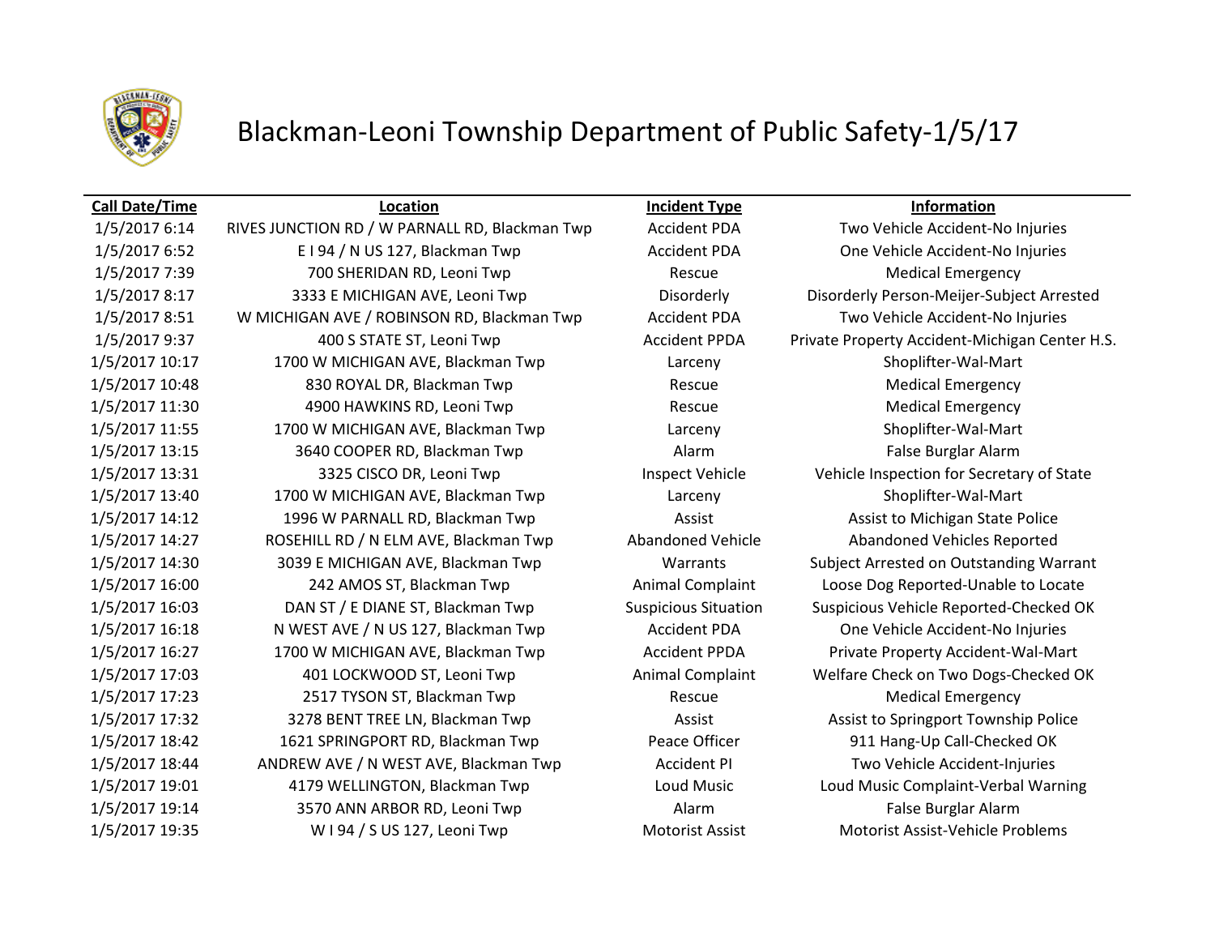# Blackman-Leoni Township Department of Public Safety-1/5/17

| Call Date/Time | Location | Incident Type | Information |
|---|---|---|---|
| 1/5/2017 6:14 | RIVES JUNCTION RD / W PARNALL RD, Blackman Twp | Accident PDA | Two Vehicle Accident-No Injuries |
| 1/5/2017 6:52 | E I 94 / N US 127, Blackman Twp | Accident PDA | One Vehicle Accident-No Injuries |
| 1/5/2017 7:39 | 700 SHERIDAN RD, Leoni Twp | Rescue | Medical Emergency |
| 1/5/2017 8:17 | 3333 E MICHIGAN AVE, Leoni Twp | Disorderly | Disorderly Person-Meijer-Subject Arrested |
| 1/5/2017 8:51 | W MICHIGAN AVE / ROBINSON RD, Blackman Twp | Accident PDA | Two Vehicle Accident-No Injuries |
| 1/5/2017 9:37 | 400 S STATE ST, Leoni Twp | Accident PPDA | Private Property Accident-Michigan Center H.S. |
| 1/5/2017 10:17 | 1700 W MICHIGAN AVE, Blackman Twp | Larceny | Shoplifter-Wal-Mart |
| 1/5/2017 10:48 | 830 ROYAL DR, Blackman Twp | Rescue | Medical Emergency |
| 1/5/2017 11:30 | 4900 HAWKINS RD, Leoni Twp | Rescue | Medical Emergency |
| 1/5/2017 11:55 | 1700 W MICHIGAN AVE, Blackman Twp | Larceny | Shoplifter-Wal-Mart |
| 1/5/2017 13:15 | 3640 COOPER RD, Blackman Twp | Alarm | False Burglar Alarm |
| 1/5/2017 13:31 | 3325 CISCO DR, Leoni Twp | Inspect Vehicle | Vehicle Inspection for Secretary of State |
| 1/5/2017 13:40 | 1700 W MICHIGAN AVE, Blackman Twp | Larceny | Shoplifter-Wal-Mart |
| 1/5/2017 14:12 | 1996 W PARNALL RD, Blackman Twp | Assist | Assist to Michigan State Police |
| 1/5/2017 14:27 | ROSEHILL RD / N ELM AVE, Blackman Twp | Abandoned Vehicle | Abandoned Vehicles Reported |
| 1/5/2017 14:30 | 3039 E MICHIGAN AVE, Blackman Twp | Warrants | Subject Arrested on Outstanding Warrant |
| 1/5/2017 16:00 | 242 AMOS ST, Blackman Twp | Animal Complaint | Loose Dog Reported-Unable to Locate |
| 1/5/2017 16:03 | DAN ST / E DIANE ST, Blackman Twp | Suspicious Situation | Suspicious Vehicle Reported-Checked OK |
| 1/5/2017 16:18 | N WEST AVE / N US 127, Blackman Twp | Accident PDA | One Vehicle Accident-No Injuries |
| 1/5/2017 16:27 | 1700 W MICHIGAN AVE, Blackman Twp | Accident PPDA | Private Property Accident-Wal-Mart |
| 1/5/2017 17:03 | 401 LOCKWOOD ST, Leoni Twp | Animal Complaint | Welfare Check on Two Dogs-Checked OK |
| 1/5/2017 17:23 | 2517 TYSON ST, Blackman Twp | Rescue | Medical Emergency |
| 1/5/2017 17:32 | 3278 BENT TREE LN, Blackman Twp | Assist | Assist to Springport Township Police |
| 1/5/2017 18:42 | 1621 SPRINGPORT RD, Blackman Twp | Peace Officer | 911 Hang-Up Call-Checked OK |
| 1/5/2017 18:44 | ANDREW AVE / N WEST AVE, Blackman Twp | Accident PI | Two Vehicle Accident-Injuries |
| 1/5/2017 19:01 | 4179 WELLINGTON, Blackman Twp | Loud Music | Loud Music Complaint-Verbal Warning |
| 1/5/2017 19:14 | 3570 ANN ARBOR RD, Leoni Twp | Alarm | False Burglar Alarm |
| 1/5/2017 19:35 | W I 94 / S US 127, Leoni Twp | Motorist Assist | Motorist Assist-Vehicle Problems |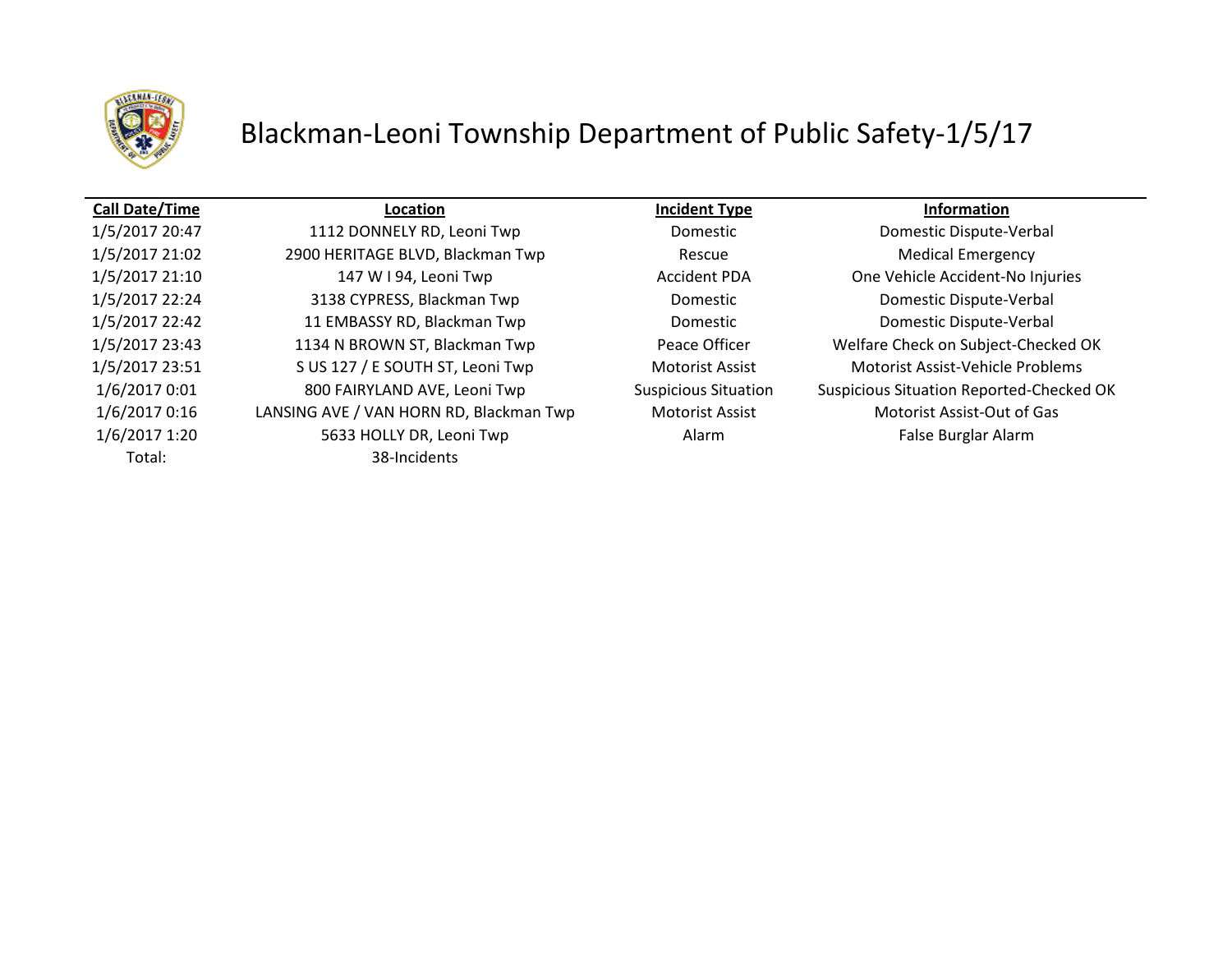# Blackman-Leoni Township Department of Public Safety-1/5/17

| Call Date/Time | Location | Incident Type | Information |
|---|---|---|---|
| 1/5/2017 20:47 | 1112 DONNELY RD, Leoni Twp | Domestic | Domestic Dispute-Verbal |
| 1/5/2017 21:02 | 2900 HERITAGE BLVD, Blackman Twp | Rescue | Medical Emergency |
| 1/5/2017 21:10 | 147 W I 94, Leoni Twp | Accident PDA | One Vehicle Accident-No Injuries |
| 1/5/2017 22:24 | 3138 CYPRESS, Blackman Twp | Domestic | Domestic Dispute-Verbal |
| 1/5/2017 22:42 | 11 EMBASSY RD, Blackman Twp | Domestic | Domestic Dispute-Verbal |
| 1/5/2017 23:43 | 1134 N BROWN ST, Blackman Twp | Peace Officer | Welfare Check on Subject-Checked OK |
| 1/5/2017 23:51 | S US 127 / E SOUTH ST, Leoni Twp | Motorist Assist | Motorist Assist-Vehicle Problems |
| 1/6/2017 0:01 | 800 FAIRYLAND AVE, Leoni Twp | Suspicious Situation | Suspicious Situation Reported-Checked OK |
| 1/6/2017 0:16 | LANSING AVE / VAN HORN RD, Blackman Twp | Motorist Assist | Motorist Assist-Out of Gas |
| 1/6/2017 1:20 | 5633 HOLLY DR, Leoni Twp | Alarm | False Burglar Alarm |
| Total: | 38-Incidents | | |